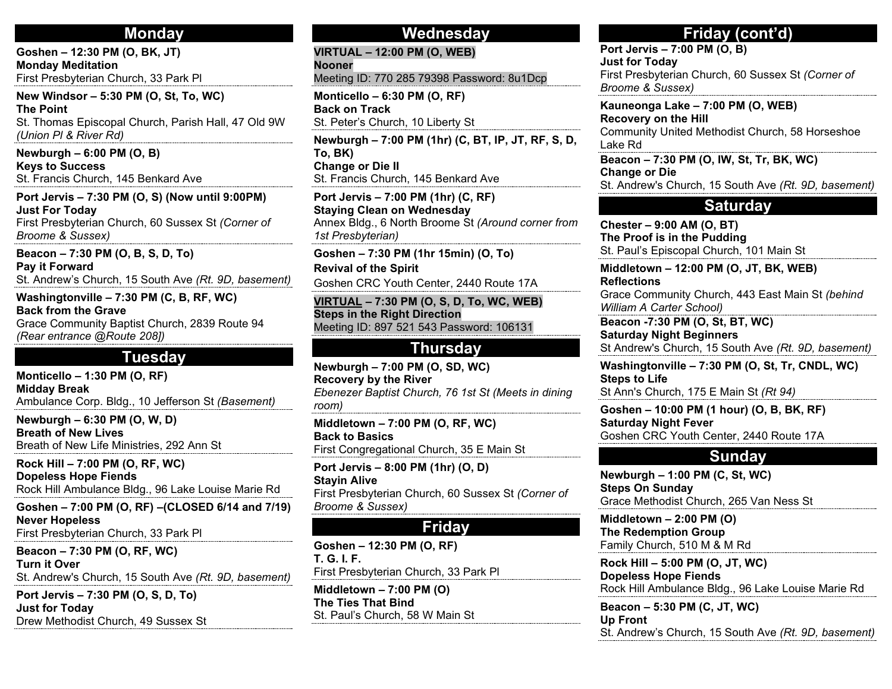## Monday

**Goshen – 12:30 PM (O, BK, JT)**
**Monday Meditation**
First Presbyterian Church, 33 Park Pl

**New Windsor – 5:30 PM (O, St, To, WC)**
**The Point**
St. Thomas Episcopal Church, Parish Hall, 47 Old 9W *(Union Pl & River Rd)*

**Newburgh – 6:00 PM (O, B)**
**Keys to Success**
St. Francis Church, 145 Benkard Ave

**Port Jervis – 7:30 PM (O, S) (Now until 9:00PM)**
**Just For Today**
First Presbyterian Church, 60 Sussex St *(Corner of Broome & Sussex)*

**Beacon – 7:30 PM (O, B, S, D, To)**
**Pay it Forward**
St. Andrew's Church, 15 South Ave *(Rt. 9D, basement)*

**Washingtonville – 7:30 PM (C, B, RF, WC)**
**Back from the Grave**
Grace Community Baptist Church, 2839 Route 94 *(Rear entrance @Route 208])*

## Tuesday

**Monticello – 1:30 PM (O, RF)**
**Midday Break**
Ambulance Corp. Bldg., 10 Jefferson St *(Basement)*

**Newburgh – 6:30 PM (O, W, D)**
**Breath of New Lives**
Breath of New Life Ministries, 292 Ann St

**Rock Hill – 7:00 PM (O, RF, WC)**
**Dopeless Hope Fiends**
Rock Hill Ambulance Bldg., 96 Lake Louise Marie Rd

**Goshen – 7:00 PM (O, RF) –(CLOSED 6/14 and 7/19)**
**Never Hopeless**
First Presbyterian Church, 33 Park Pl

**Beacon – 7:30 PM (O, RF, WC)**
**Turn it Over**
St. Andrew's Church, 15 South Ave *(Rt. 9D, basement)*

**Port Jervis – 7:30 PM (O, S, D, To)**
**Just for Today**
Drew Methodist Church, 49 Sussex St

## Wednesday

**VIRTUAL – 12:00 PM (O, WEB)**
**Nooner**
Meeting ID: 770 285 79398 Password: 8u1Dcp

**Monticello – 6:30 PM (O, RF)**
**Back on Track**
St. Peter's Church, 10 Liberty St

**Newburgh – 7:00 PM (1hr) (C, BT, IP, JT, RF, S, D, To, BK)**
**Change or Die II**
St. Francis Church, 145 Benkard Ave

**Port Jervis – 7:00 PM (1hr) (C, RF)**
**Staying Clean on Wednesday**
Annex Bldg., 6 North Broome St *(Around corner from 1st Presbyterian)*

**Goshen – 7:30 PM (1hr 15min) (O, To)**
**Revival of the Spirit**
Goshen CRC Youth Center, 2440 Route 17A

**VIRTUAL – 7:30 PM (O, S, D, To, WC, WEB)**
**Steps in the Right Direction**
Meeting ID: 897 521 543 Password: 106131

## Thursday

**Newburgh – 7:00 PM (O, SD, WC)**
**Recovery by the River**
*Ebenezer Baptist Church, 76 1st St (Meets in dining room)*

**Middletown – 7:00 PM (O, RF, WC)**
**Back to Basics**
First Congregational Church, 35 E Main St

**Port Jervis – 8:00 PM (1hr) (O, D)**
**Stayin Alive**
First Presbyterian Church, 60 Sussex St *(Corner of Broome & Sussex)*

## Friday

**Goshen – 12:30 PM (O, RF)**
**T. G. I. F.**
First Presbyterian Church, 33 Park Pl

**Middletown – 7:00 PM (O)**
**The Ties That Bind**
St. Paul's Church, 58 W Main St

## Friday (cont'd)

**Port Jervis – 7:00 PM (O, B)**
**Just for Today**
First Presbyterian Church, 60 Sussex St *(Corner of Broome & Sussex)*

**Kauneonga Lake – 7:00 PM (O, WEB)**
**Recovery on the Hill**
Community United Methodist Church, 58 Horseshoe Lake Rd

**Beacon – 7:30 PM (O, IW, St, Tr, BK, WC)**
**Change or Die**
St. Andrew's Church, 15 South Ave *(Rt. 9D, basement)*

## Saturday

**Chester – 9:00 AM (O, BT)**
**The Proof is in the Pudding**
St. Paul's Episcopal Church, 101 Main St

**Middletown – 12:00 PM (O, JT, BK, WEB)**
**Reflections**
Grace Community Church, 443 East Main St *(behind William A Carter School)*

**Beacon -7:30 PM (O, St, BT, WC)**
**Saturday Night Beginners**
St Andrew's Church, 15 South Ave *(Rt. 9D, basement)*

**Washingtonville – 7:30 PM (O, St, Tr, CNDL, WC)**
**Steps to Life**
St Ann's Church, 175 E Main St *(Rt 94)*

**Goshen – 10:00 PM (1 hour) (O, B, BK, RF)**
**Saturday Night Fever**
Goshen CRC Youth Center, 2440 Route 17A

## Sunday

**Newburgh – 1:00 PM (C, St, WC)**
**Steps On Sunday**
Grace Methodist Church, 265 Van Ness St

**Middletown – 2:00 PM (O)**
**The Redemption Group**
Family Church, 510 M & M Rd

**Rock Hill – 5:00 PM (O, JT, WC)**
**Dopeless Hope Fiends**
Rock Hill Ambulance Bldg., 96 Lake Louise Marie Rd

**Beacon – 5:30 PM (C, JT, WC)**
**Up Front**
St. Andrew's Church, 15 South Ave *(Rt. 9D, basement)*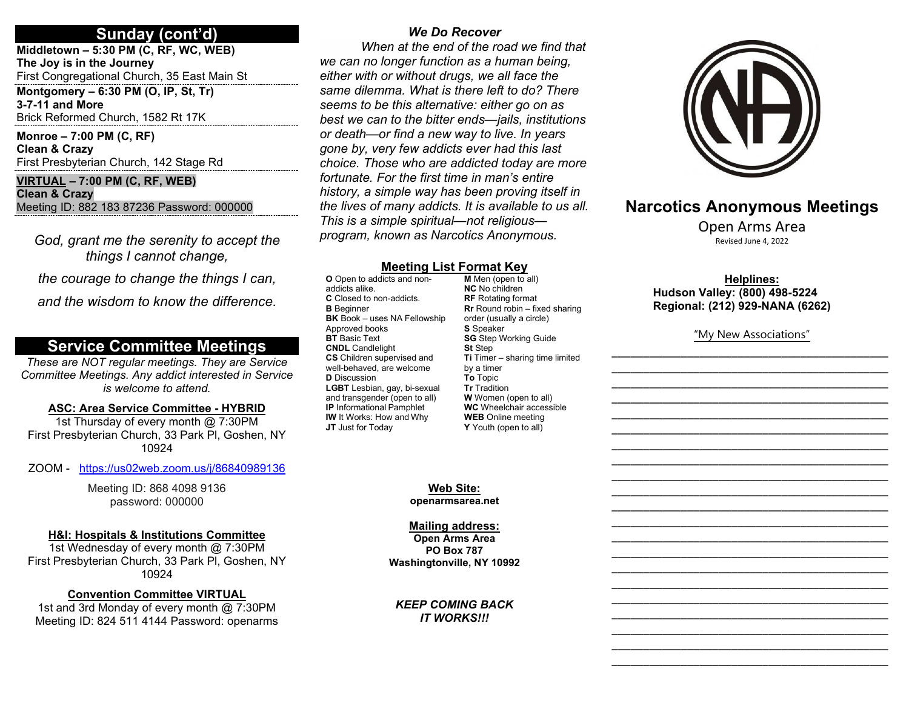## Sunday (cont'd)

**Middletown – 5:30 PM (C, RF, WC, WEB)**
**The Joy is in the Journey**
First Congregational Church, 35 East Main St

**Montgomery – 6:30 PM (O, IP, St, Tr)**
**3-7-11 and More**
Brick Reformed Church, 1582 Rt 17K

**Monroe – 7:00 PM (C, RF)**
**Clean & Crazy**
First Presbyterian Church, 142 Stage Rd

**VIRTUAL – 7:00 PM (C, RF, WEB)**
**Clean & Crazy**
Meeting ID: 882 183 87236 Password: 000000

*God, grant me the serenity to accept the things I cannot change,*

*the courage to change the things I can,*

*and the wisdom to know the difference.*

## Service Committee Meetings

*These are NOT regular meetings. They are Service Committee Meetings. Any addict interested in Service is welcome to attend.*

**ASC: Area Service Committee - HYBRID**
1st Thursday of every month @ 7:30PM
First Presbyterian Church, 33 Park Pl, Goshen, NY 10924

ZOOM - https://us02web.zoom.us/j/86840989136

Meeting ID: 868 4098 9136
password: 000000

**H&I: Hospitals & Institutions Committee**
1st Wednesday of every month @ 7:30PM
First Presbyterian Church, 33 Park Pl, Goshen, NY 10924

**Convention Committee VIRTUAL**
1st and 3rd Monday of every month @ 7:30PM
Meeting ID: 824 511 4144 Password: openarms

### *We Do Recover*

*When at the end of the road we find that we can no longer function as a human being, either with or without drugs, we all face the same dilemma. What is there left to do? There seems to be this alternative: either go on as best we can to the bitter ends—jails, institutions or death—or find a new way to live. In years gone by, very few addicts ever had this last choice. Those who are addicted today are more fortunate. For the first time in man's entire history, a simple way has been proving itself in the lives of many addicts. It is available to us all. This is a simple spiritual—not religious—program, known as Narcotics Anonymous.*

### Meeting List Format Key

**O** Open to addicts and non-addicts alike.
**C** Closed to non-addicts.
**B** Beginner
**BK** Book – uses NA Fellowship Approved books
**BT** Basic Text
**CNDL** Candlelight
**CS** Children supervised and well-behaved, are welcome
**D** Discussion
**LGBT** Lesbian, gay, bi-sexual and transgender (open to all)
**IP** Informational Pamphlet
**IW** It Works: How and Why
**JT** Just for Today
**M** Men (open to all)
**NC** No children
**RF** Rotating format
**Rr** Round robin – fixed sharing order (usually a circle)
**S** Speaker
**SG** Step Working Guide
**St** Step
**Ti** Timer – sharing time limited by a timer
**To** Topic
**Tr** Tradition
**W** Women (open to all)
**WC** Wheelchair accessible
**WEB** Online meeting
**Y** Youth (open to all)

**Web Site:**
**openarmsarea.net**

**Mailing address:**
**Open Arms Area**
**PO Box 787**
**Washingtonville, NY 10992**

***KEEP COMING BACK***
***IT WORKS!!!***

# Narcotics Anonymous Meetings

Open Arms Area
Revised June 4, 2022

**Helplines:**
**Hudson Valley: (800) 498-5224**
**Regional: (212) 929-NANA (6262)**

"My New Associations"

\_\_\_\_\_\_\_\_\_\_\_\_\_\_\_\_\_\_\_\_\_\_\_\_\_\_\_\_\_\_\_\_\_\_\_\_\_\_\_\_
\_\_\_\_\_\_\_\_\_\_\_\_\_\_\_\_\_\_\_\_\_\_\_\_\_\_\_\_\_\_\_\_\_\_\_\_\_\_\_\_
\_\_\_\_\_\_\_\_\_\_\_\_\_\_\_\_\_\_\_\_\_\_\_\_\_\_\_\_\_\_\_\_\_\_\_\_\_\_\_\_
\_\_\_\_\_\_\_\_\_\_\_\_\_\_\_\_\_\_\_\_\_\_\_\_\_\_\_\_\_\_\_\_\_\_\_\_\_\_\_\_
\_\_\_\_\_\_\_\_\_\_\_\_\_\_\_\_\_\_\_\_\_\_\_\_\_\_\_\_\_\_\_\_\_\_\_\_\_\_\_\_
\_\_\_\_\_\_\_\_\_\_\_\_\_\_\_\_\_\_\_\_\_\_\_\_\_\_\_\_\_\_\_\_\_\_\_\_\_\_\_\_
\_\_\_\_\_\_\_\_\_\_\_\_\_\_\_\_\_\_\_\_\_\_\_\_\_\_\_\_\_\_\_\_\_\_\_\_\_\_\_\_
\_\_\_\_\_\_\_\_\_\_\_\_\_\_\_\_\_\_\_\_\_\_\_\_\_\_\_\_\_\_\_\_\_\_\_\_\_\_\_\_
\_\_\_\_\_\_\_\_\_\_\_\_\_\_\_\_\_\_\_\_\_\_\_\_\_\_\_\_\_\_\_\_\_\_\_\_\_\_\_\_
\_\_\_\_\_\_\_\_\_\_\_\_\_\_\_\_\_\_\_\_\_\_\_\_\_\_\_\_\_\_\_\_\_\_\_\_\_\_\_\_